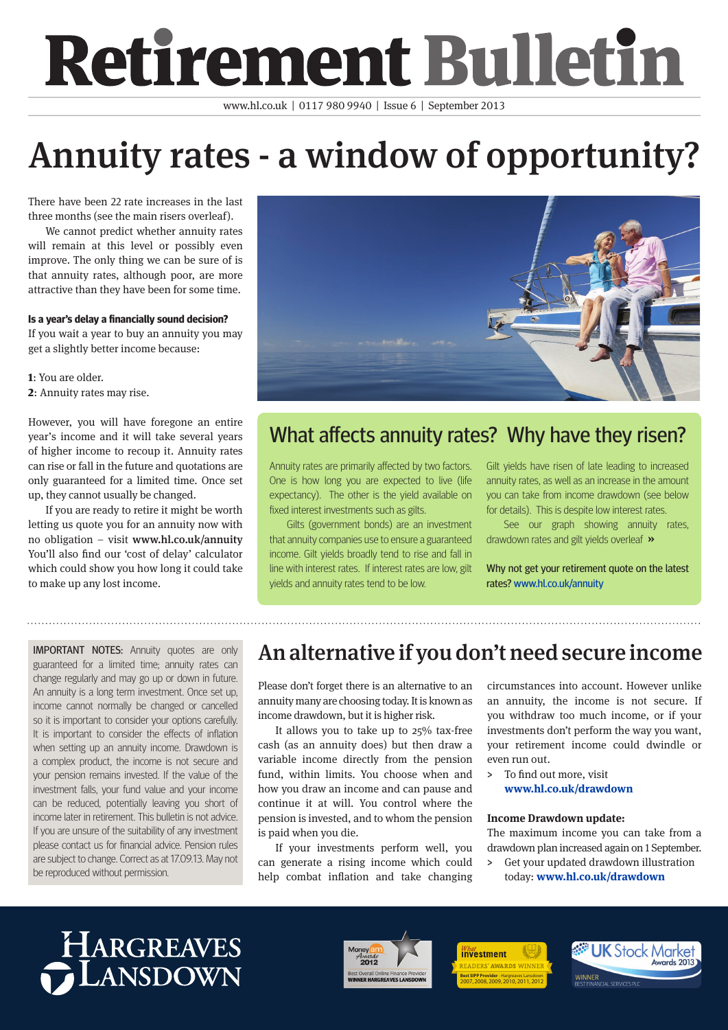# Retirement Bulletin

www.hl.co.uk | 0117 980 9940 | Issue 6 | September 2013

# Annuity rates - a window of opportunity?

There have been 22 rate increases in the last three months (see the main risers overleaf).

We cannot predict whether annuity rates will remain at this level or possibly even improve. The only thing we can be sure of is that annuity rates, although poor, are more attractive than they have been for some time.

**Is a year's delay a financially sound decision?**
If you wait a year to buy an annuity you may get a slightly better income because:

**1**: You are older.
**2**: Annuity rates may rise.

However, you will have foregone an entire year's income and it will take several years of higher income to recoup it. Annuity rates can rise or fall in the future and quotations are only guaranteed for a limited time. Once set up, they cannot usually be changed.

If you are ready to retire it might be worth letting us quote you for an annuity now with no obligation – visit **www.hl.co.uk/annuity** You'll also find our 'cost of delay' calculator which could show you how long it could take to make up any lost income.

## What affects annuity rates? Why have they risen?

Annuity rates are primarily affected by two factors. One is how long you are expected to live (life expectancy). The other is the yield available on fixed interest investments such as gilts.

Gilts (government bonds) are an investment that annuity companies use to ensure a guaranteed income. Gilt yields broadly tend to rise and fall in line with interest rates. If interest rates are low, gilt yields and annuity rates tend to be low.

Gilt yields have risen of late leading to increased annuity rates, as well as an increase in the amount you can take from income drawdown (see below for details). This is despite low interest rates.

See our graph showing annuity rates, drawdown rates and gilt yields overleaf »

Why not get your retirement quote on the latest rates? www.hl.co.uk/annuity

IMPORTANT NOTES: Annuity quotes are only guaranteed for a limited time; annuity rates can change regularly and may go up or down in future. An annuity is a long term investment. Once set up, income cannot normally be changed or cancelled so it is important to consider your options carefully. It is important to consider the effects of inflation when setting up an annuity income. Drawdown is a complex product, the income is not secure and your pension remains invested. If the value of the investment falls, your fund value and your income can be reduced, potentially leaving you short of income later in retirement. This bulletin is not advice. If you are unsure of the suitability of any investment please contact us for financial advice. Pension rules are subject to change. Correct as at 17.09.13. May not be reproduced without permission.

## An alternative if you don't need secure income

Please don't forget there is an alternative to an annuity many are choosing today. It is known as income drawdown, but it is higher risk.

It allows you to take up to 25% tax-free cash (as an annuity does) but then draw a variable income directly from the pension fund, within limits. You choose when and how you draw an income and can pause and continue it at will. You control where the pension is invested, and to whom the pension is paid when you die.

If your investments perform well, you can generate a rising income which could help combat inflation and take changing circumstances into account. However unlike an annuity, the income is not secure. If you withdraw too much income, or if your investments don't perform the way you want, your retirement income could dwindle or even run out.

> To find out more, visit **www.hl.co.uk/drawdown**

**Income Drawdown update:**
The maximum income you can take from a drawdown plan increased again on 1 September.

> Get your updated drawdown illustration today: **www.hl.co.uk/drawdown**

Hargreaves Lansdown

Money am Awards 2012 – Best Overall Online Finance Provider – WINNER HARGREAVES LANSDOWN

What Investment Readers' Awards Winner – Best SIPP Provider - Hargreaves Lansdown 2007, 2008, 2009, 2010, 2011, 2012

UK Stock Market Awards 2013 – WINNER BEST FINANCIAL SERVICES PLC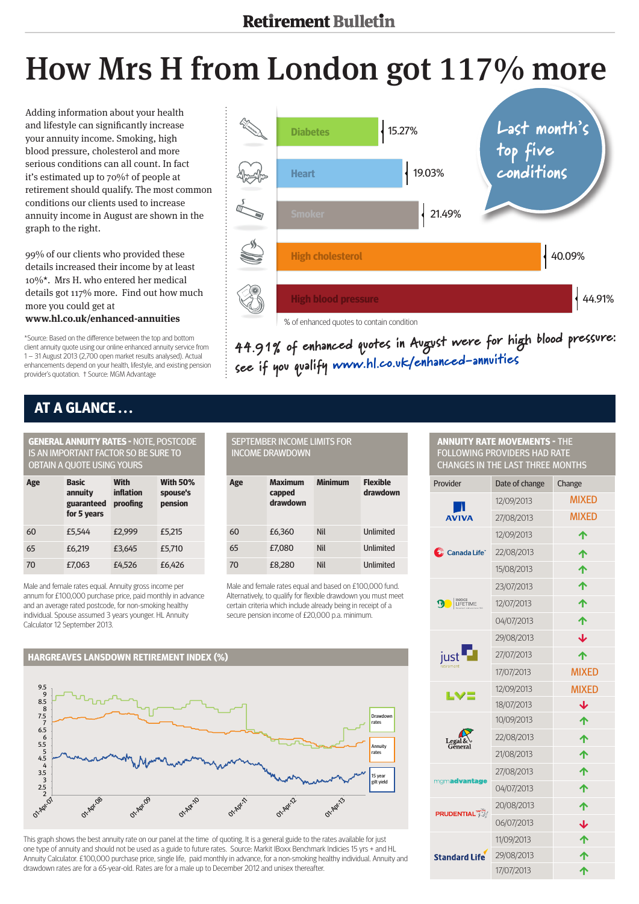# How Mrs H from London got 117% more

Adding information about your health and lifestyle can significantly increase your annuity income. Smoking, high blood pressure, cholesterol and more serious conditions can all count. In fact it's estimated up to 70%† of people at retirement should qualify. The most common conditions our clients used to increase annuity income in August are shown in the graph to the right.

99% of our clients who provided these details increased their income by at least 10%*. Mrs H. who entered her medical details got 117% more. Find out how much more you could get at **www.hl.co.uk/enhanced-annuities**

*Source: Based on the difference between the top and bottom client annuity quote using our online enhanced annuity service from 1 – 31 August 2013 (2,700 open market results analysed). Actual enhancements depend on your health, lifestyle, and existing pension provider's quotation. † Source: MGM Advantage

Last month's top five conditions

Diabetes 15.27%
Heart 19.03%
Smoker 21.49%
High cholesterol 40.09%
High blood pressure 44.91%

% of enhanced quotes to contain condition

44.91% of enhanced quotes in August were for high blood pressure: see if you qualify www.hl.co.uk/enhanced-annuities

## AT A GLANCE…

### GENERAL ANNUITY RATES - NOTE, POSTCODE IS AN IMPORTANT FACTOR SO BE SURE TO OBTAIN A QUOTE USING YOURS

| Age | Basic annuity guaranteed for 5 years | With inflation proofing | With 50% spouse's pension |
|---|---|---|---|
| 60 | £5,544 | £2,999 | £5,215 |
| 65 | £6,219 | £3,645 | £5,710 |
| 70 | £7,063 | £4,526 | £6,426 |

Male and female rates equal. Annuity gross income per annum for £100,000 purchase price, paid monthly in advance and an average rated postcode, for non-smoking healthy individual. Spouse assumed 3 years younger. HL Annuity Calculator 12 September 2013.

### SEPTEMBER INCOME LIMITS FOR INCOME DRAWDOWN

| Age | Maximum capped drawdown | Minimum | Flexible drawdown |
|---|---|---|---|
| 60 | £6,360 | Nil | Unlimited |
| 65 | £7,080 | Nil | Unlimited |
| 70 | £8,280 | Nil | Unlimited |

Male and female rates equal and based on £100,000 fund. Alternatively, to qualify for flexible drawdown you must meet certain criteria which include already being in receipt of a secure pension income of £20,000 p.a. minimum.

### HARGREAVES LANSDOWN RETIREMENT INDEX (%)

9.5, 9, 8.5, 8, 7.5, 7, 6.5, 6, 5.5, 5, 4.5, 4, 3.5, 3, 2.5, 2

01-Apr-07, 01-Apr-08, 01-Apr-09, 01-Apr-10, 01-Apr-11, 01-Apr-12, 01-Apr-13

Drawdown rates
Annuity rates
15 year gilt yield

This graph shows the best annuity rate on our panel at the time of quoting. It is a general guide to the rates available for just one type of annuity and should not be used as a guide to future rates. Source: Markit IBoxx Benchmark Indicies 15 yrs + and HL Annuity Calculator. £100,000 purchase price, single life, paid monthly in advance, for a non-smoking healthy individual. Annuity and drawdown rates are for a 65-year-old. Rates are for a male up to December 2012 and unisex thereafter.

### ANNUITY RATE MOVEMENTS - THE FOLLOWING PROVIDERS HAD RATE CHANGES IN THE LAST THREE MONTHS

| Provider | Date of change | Change |
|---|---|---|
| AVIVA | 12/09/2013 | MIXED |
| | 27/08/2013 | MIXED |
| Canada Life | 12/09/2013 | ↑ |
| | 22/08/2013 | ↑ |
| | 15/08/2013 | ↑ |
| Bridge Lifetime | 23/07/2013 | ↑ |
| | 12/07/2013 | ↑ |
| | 04/07/2013 | ↑ |
| just retirement | 29/08/2013 | ↓ |
| | 27/07/2013 | ↑ |
| | 17/07/2013 | MIXED |
| LV= | 12/09/2013 | MIXED |
| | 18/07/2013 | ↓ |
| Legal & General | 10/09/2013 | ↑ |
| | 22/08/2013 | ↑ |
| | 21/08/2013 | ↑ |
| mgmadvantage | 27/08/2013 | ↑ |
| | 04/07/2013 | ↑ |
| PRUDENTIAL | 20/08/2013 | ↑ |
| | 06/07/2013 | ↓ |
| Standard Life | 11/09/2013 | ↑ |
| | 29/08/2013 | ↑ |
| | 17/07/2013 | ↑ |